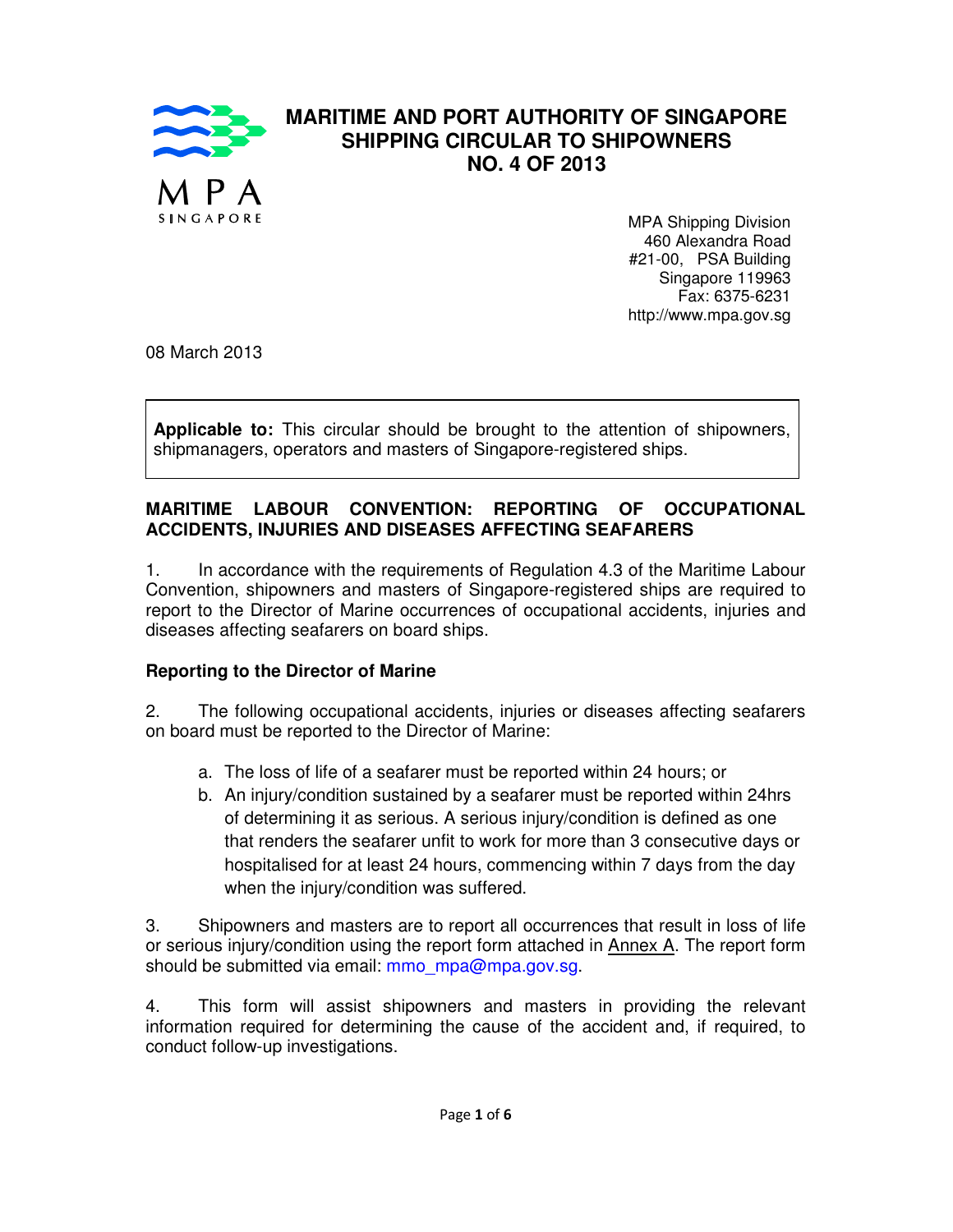MPA SINGAPORE

# MARITIME AND PORT AUTHORITY OF SINGAPORE
# SHIPPING CIRCULAR TO SHIPOWNERS
# NO. 4 OF 2013

MPA Shipping Division
460 Alexandra Road
#21-00, PSA Building
Singapore 119963
Fax: 6375-6231
http://www.mpa.gov.sg

08 March 2013

**Applicable to:** This circular should be brought to the attention of shipowners, shipmanagers, operators and masters of Singapore-registered ships.

## MARITIME LABOUR CONVENTION: REPORTING OF OCCUPATIONAL ACCIDENTS, INJURIES AND DISEASES AFFECTING SEAFARERS

1. In accordance with the requirements of Regulation 4.3 of the Maritime Labour Convention, shipowners and masters of Singapore-registered ships are required to report to the Director of Marine occurrences of occupational accidents, injuries and diseases affecting seafarers on board ships.

### Reporting to the Director of Marine

2. The following occupational accidents, injuries or diseases affecting seafarers on board must be reported to the Director of Marine:

   a. The loss of life of a seafarer must be reported within 24 hours; or
   b. An injury/condition sustained by a seafarer must be reported within 24hrs of determining it as serious. A serious injury/condition is defined as one that renders the seafarer unfit to work for more than 3 consecutive days or hospitalised for at least 24 hours, commencing within 7 days from the day when the injury/condition was suffered.

3. Shipowners and masters are to report all occurrences that result in loss of life or serious injury/condition using the report form attached in Annex A. The report form should be submitted via email: mmo_mpa@mpa.gov.sg.

4. This form will assist shipowners and masters in providing the relevant information required for determining the cause of the accident and, if required, to conduct follow-up investigations.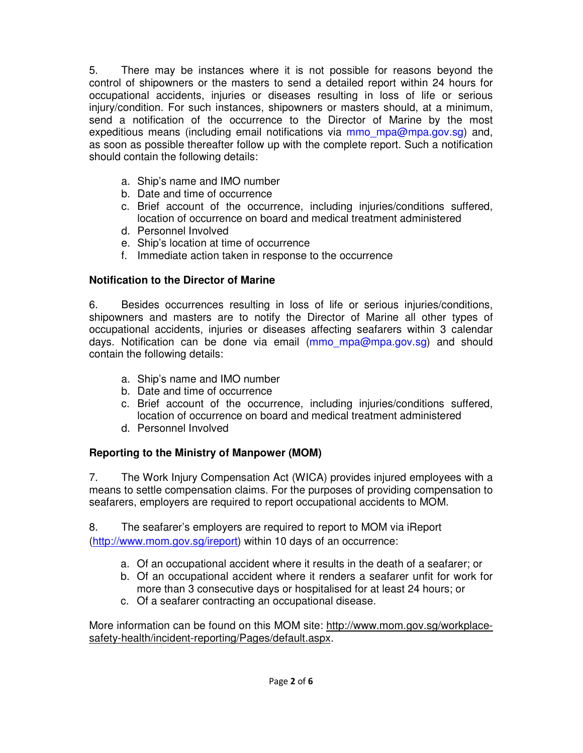5. There may be instances where it is not possible for reasons beyond the control of shipowners or the masters to send a detailed report within 24 hours for occupational accidents, injuries or diseases resulting in loss of life or serious injury/condition. For such instances, shipowners or masters should, at a minimum, send a notification of the occurrence to the Director of Marine by the most expeditious means (including email notifications via mmo_mpa@mpa.gov.sg) and, as soon as possible thereafter follow up with the complete report. Such a notification should contain the following details:

a. Ship's name and IMO number
b. Date and time of occurrence
c. Brief account of the occurrence, including injuries/conditions suffered, location of occurrence on board and medical treatment administered
d. Personnel Involved
e. Ship's location at time of occurrence
f. Immediate action taken in response to the occurrence

**Notification to the Director of Marine**

6. Besides occurrences resulting in loss of life or serious injuries/conditions, shipowners and masters are to notify the Director of Marine all other types of occupational accidents, injuries or diseases affecting seafarers within 3 calendar days. Notification can be done via email (mmo_mpa@mpa.gov.sg) and should contain the following details:

a. Ship's name and IMO number
b. Date and time of occurrence
c. Brief account of the occurrence, including injuries/conditions suffered, location of occurrence on board and medical treatment administered
d. Personnel Involved

**Reporting to the Ministry of Manpower (MOM)**

7. The Work Injury Compensation Act (WICA) provides injured employees with a means to settle compensation claims. For the purposes of providing compensation to seafarers, employers are required to report occupational accidents to MOM.

8. The seafarer's employers are required to report to MOM via iReport (http://www.mom.gov.sg/ireport) within 10 days of an occurrence:

a. Of an occupational accident where it results in the death of a seafarer; or
b. Of an occupational accident where it renders a seafarer unfit for work for more than 3 consecutive days or hospitalised for at least 24 hours; or
c. Of a seafarer contracting an occupational disease.

More information can be found on this MOM site: http://www.mom.gov.sg/workplace-safety-health/incident-reporting/Pages/default.aspx.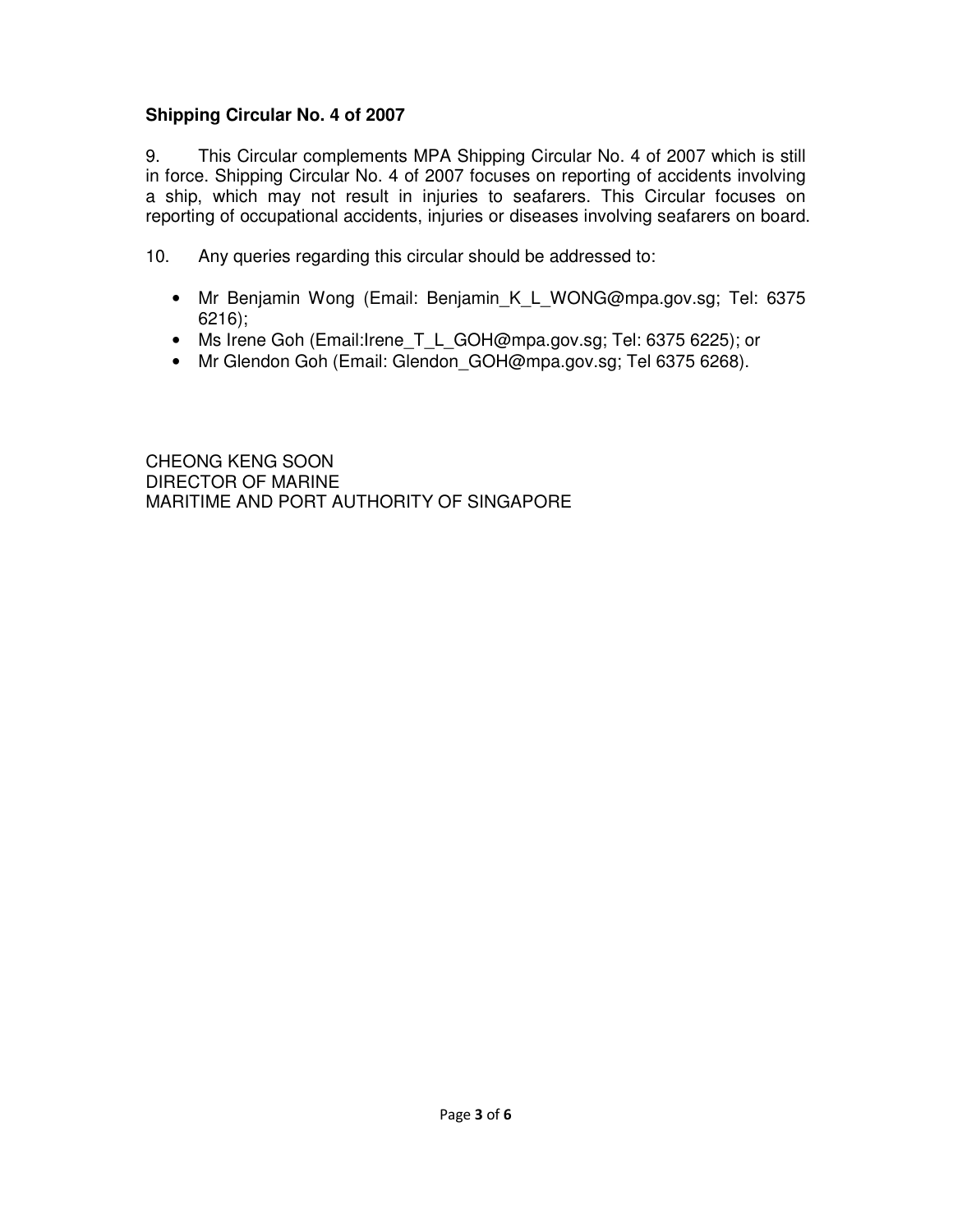**Shipping Circular No. 4 of 2007**

9. This Circular complements MPA Shipping Circular No. 4 of 2007 which is still in force. Shipping Circular No. 4 of 2007 focuses on reporting of accidents involving a ship, which may not result in injuries to seafarers. This Circular focuses on reporting of occupational accidents, injuries or diseases involving seafarers on board.

10. Any queries regarding this circular should be addressed to:

- Mr Benjamin Wong (Email: Benjamin_K_L_WONG@mpa.gov.sg; Tel: 6375 6216);
- Ms Irene Goh (Email:Irene_T_L_GOH@mpa.gov.sg; Tel: 6375 6225); or
- Mr Glendon Goh (Email: Glendon_GOH@mpa.gov.sg; Tel 6375 6268).

CHEONG KENG SOON
DIRECTOR OF MARINE
MARITIME AND PORT AUTHORITY OF SINGAPORE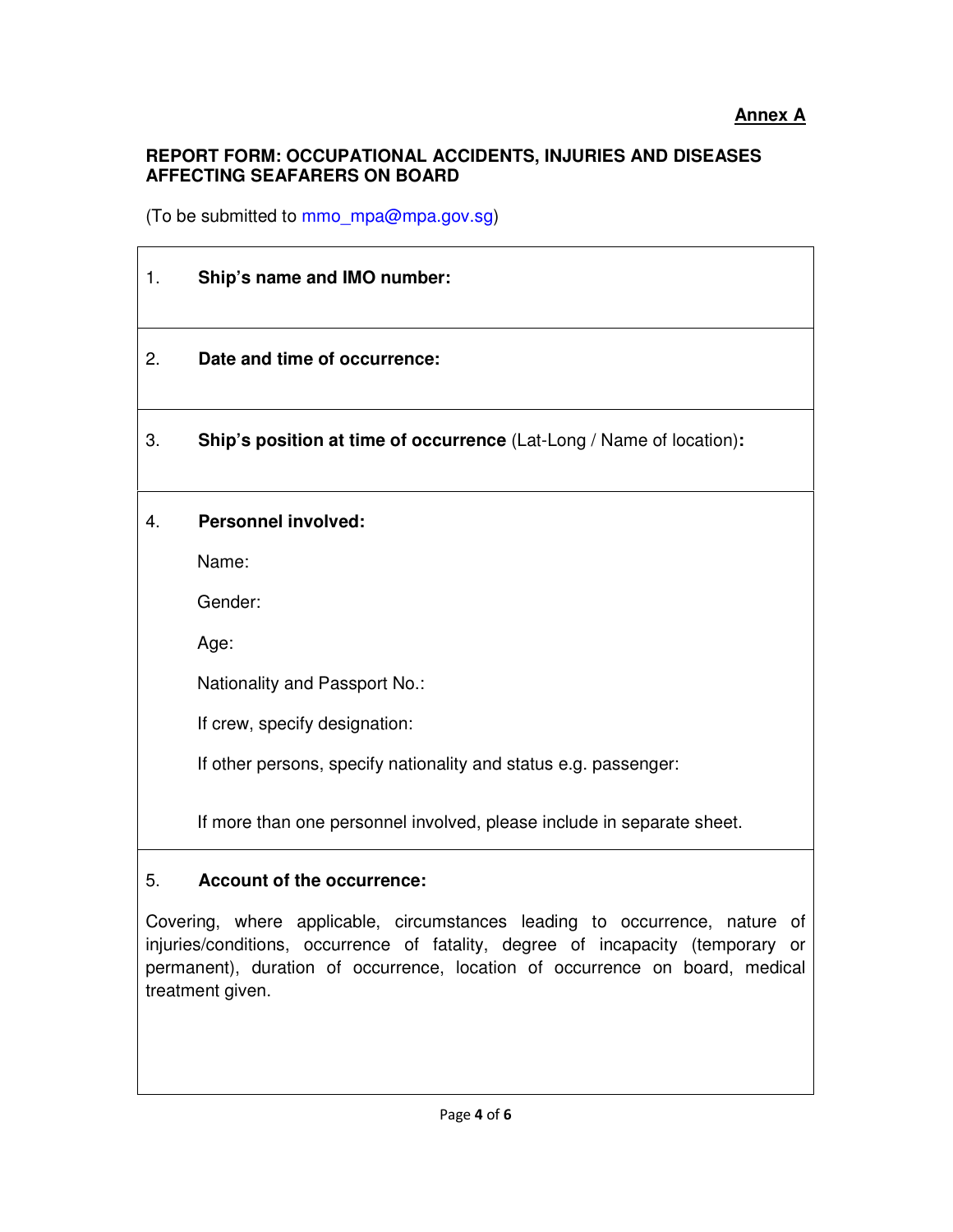**Annex A**

**REPORT FORM: OCCUPATIONAL ACCIDENTS, INJURIES AND DISEASES AFFECTING SEAFARERS ON BOARD**

(To be submitted to mmo_mpa@mpa.gov.sg)

1. **Ship's name and IMO number:**

2. **Date and time of occurrence:**

3. **Ship's position at time of occurrence** (Lat-Long / Name of location)**:**

4. **Personnel involved:**

   Name:

   Gender:

   Age:

   Nationality and Passport No.:

   If crew, specify designation:

   If other persons, specify nationality and status e.g. passenger:

   If more than one personnel involved, please include in separate sheet.

5. **Account of the occurrence:**

Covering, where applicable, circumstances leading to occurrence, nature of injuries/conditions, occurrence of fatality, degree of incapacity (temporary or permanent), duration of occurrence, location of occurrence on board, medical treatment given.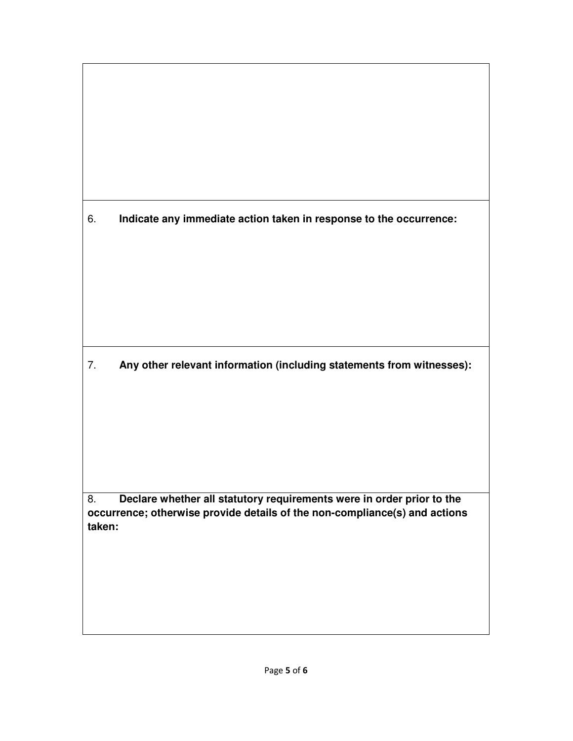6. **Indicate any immediate action taken in response to the occurrence:**

7. **Any other relevant information (including statements from witnesses):**

8. **Declare whether all statutory requirements were in order prior to the occurrence; otherwise provide details of the non-compliance(s) and actions taken:**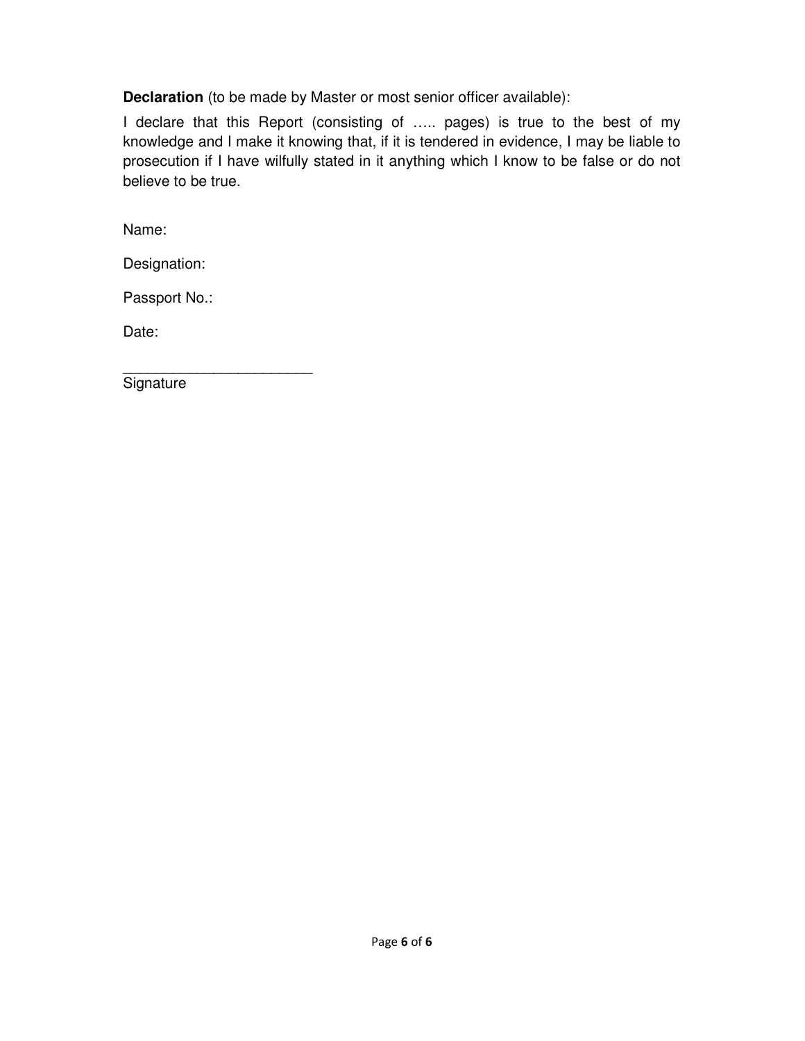**Declaration** (to be made by Master or most senior officer available):

I declare that this Report (consisting of ….. pages) is true to the best of my knowledge and I make it knowing that, if it is tendered in evidence, I may be liable to prosecution if I have wilfully stated in it anything which I know to be false or do not believe to be true.

Name:

Designation:

Passport No.:

Date:

_______________________

Signature